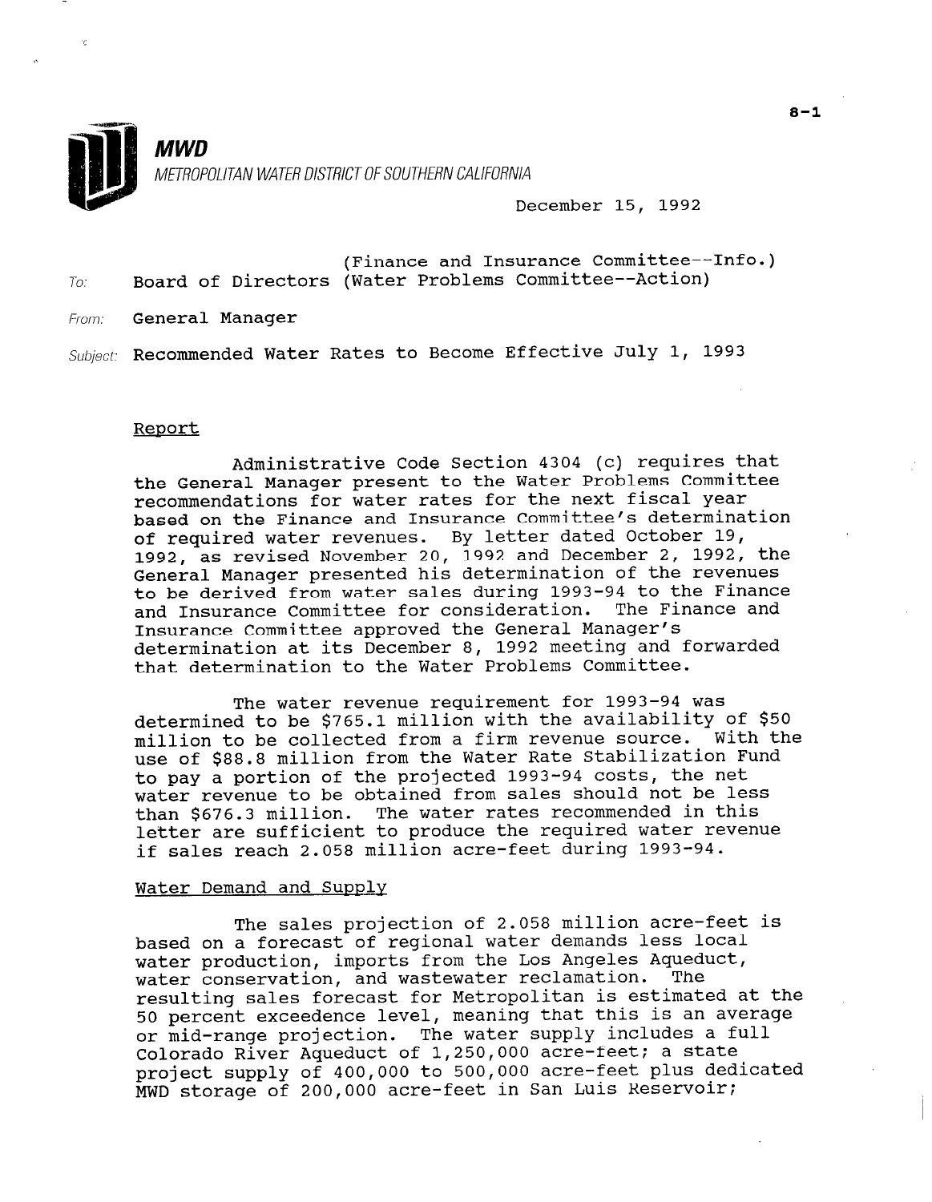**MWD**

METROPOLITAN WATER DISTRICT OF SOUTHERN CALIFORNIA

December 15, 1992

To: Board of Directors (Finance and Insurance Committee--Info.) (Water Problems Committee--Action)

From: General Manager

Subject: Recommended Water Rates to Become Effective July 1, 1993

## Report

Administrative Code Section 4304 (c) requires that the General Manager present to the Water Problems Committee recommendations for water rates for the next fiscal year based on the Finance and Insurance Committee's determination of required water revenues. By letter dated October 19, 1992, as revised November 20, 1992 and December 2, 1992, the General Manager presented his determination of the revenues to be derived from water sales during 1993-94 to the Finance and Insurance Committee for consideration. The Finance and Insurance Committee approved the General Manager's determination at its December 8, 1992 meeting and forwarded that determination to the Water Problems Committee.

The water revenue requirement for 1993-94 was determined to be $765.1 million with the availability of $50 million to be collected from a firm revenue source. With the use of $88.8 million from the Water Rate Stabilization Fund to pay a portion of the projected 1993-94 costs, the net water revenue to be obtained from sales should not be less than $676.3 million. The water rates recommended in this letter are sufficient to produce the required water revenue if sales reach 2.058 million acre-feet during 1993-94.

## Water Demand and Supply

The sales projection of 2.058 million acre-feet is based on a forecast of regional water demands less local water production, imports from the Los Angeles Aqueduct, water conservation, and wastewater reclamation. The resulting sales forecast for Metropolitan is estimated at the 50 percent exceedence level, meaning that this is an average or mid-range projection. The water supply includes a full Colorado River Aqueduct of 1,250,000 acre-feet; a state project supply of 400,000 to 500,000 acre-feet plus dedicated MWD storage of 200,000 acre-feet in San Luis Reservoir;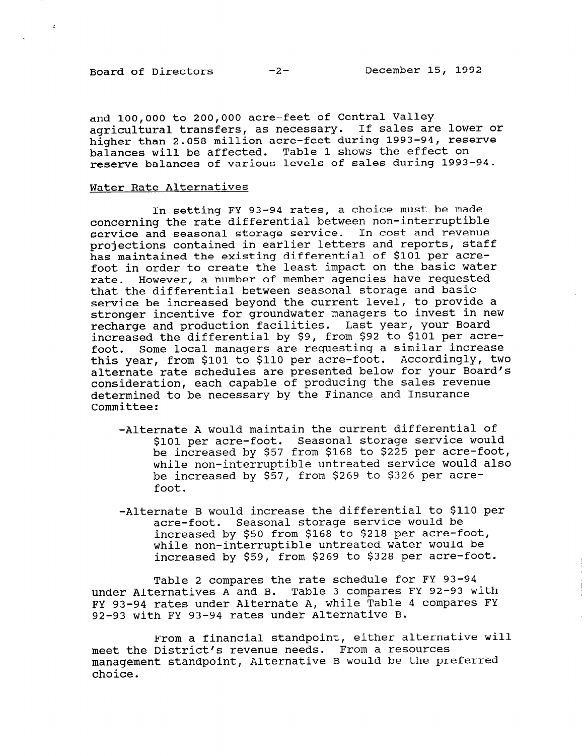and 100,000 to 200,000 acre-feet of Central Valley agricultural transfers, as necessary. If sales are lower or higher than 2.058 million acre-feet during 1993-94, reserve balances will be affected. Table 1 shows the effect on reserve balances of various levels of sales during 1993-94.

## Water Rate Alternatives

In setting FY 93-94 rates, a choice must be made concerning the rate differential between non-interruptible service and seasonal storage service. In cost and revenue projections contained in earlier letters and reports, staff has maintained the existing differential of $101 per acre-foot in order to create the least impact on the basic water rate. However, a number of member agencies have requested that the differential between seasonal storage and basic service be increased beyond the current level, to provide a stronger incentive for groundwater managers to invest in new recharge and production facilities. Last year, your Board increased the differential by $9, from $92 to $101 per acre-foot. Some local managers are requesting a similar increase this year, from $101 to $110 per acre-foot. Accordingly, two alternate rate schedules are presented below for your Board's consideration, each capable of producing the sales revenue determined to be necessary by the Finance and Insurance Committee:

- Alternate A would maintain the current differential of $101 per acre-foot. Seasonal storage service would be increased by $57 from $168 to $225 per acre-foot, while non-interruptible untreated service would also be increased by $57, from $269 to $326 per acre-foot.

- Alternate B would increase the differential to $110 per acre-foot. Seasonal storage service would be increased by $50 from $168 to $218 per acre-foot, while non-interruptible untreated water would be increased by $59, from $269 to $328 per acre-foot.

Table 2 compares the rate schedule for FY 93-94 under Alternatives A and B. Table 3 compares FY 92-93 with FY 93-94 rates under Alternate A, while Table 4 compares FY 92-93 with FY 93-94 rates under Alternative B.

From a financial standpoint, either alternative will meet the District's revenue needs. From a resources management standpoint, Alternative B would be the preferred choice.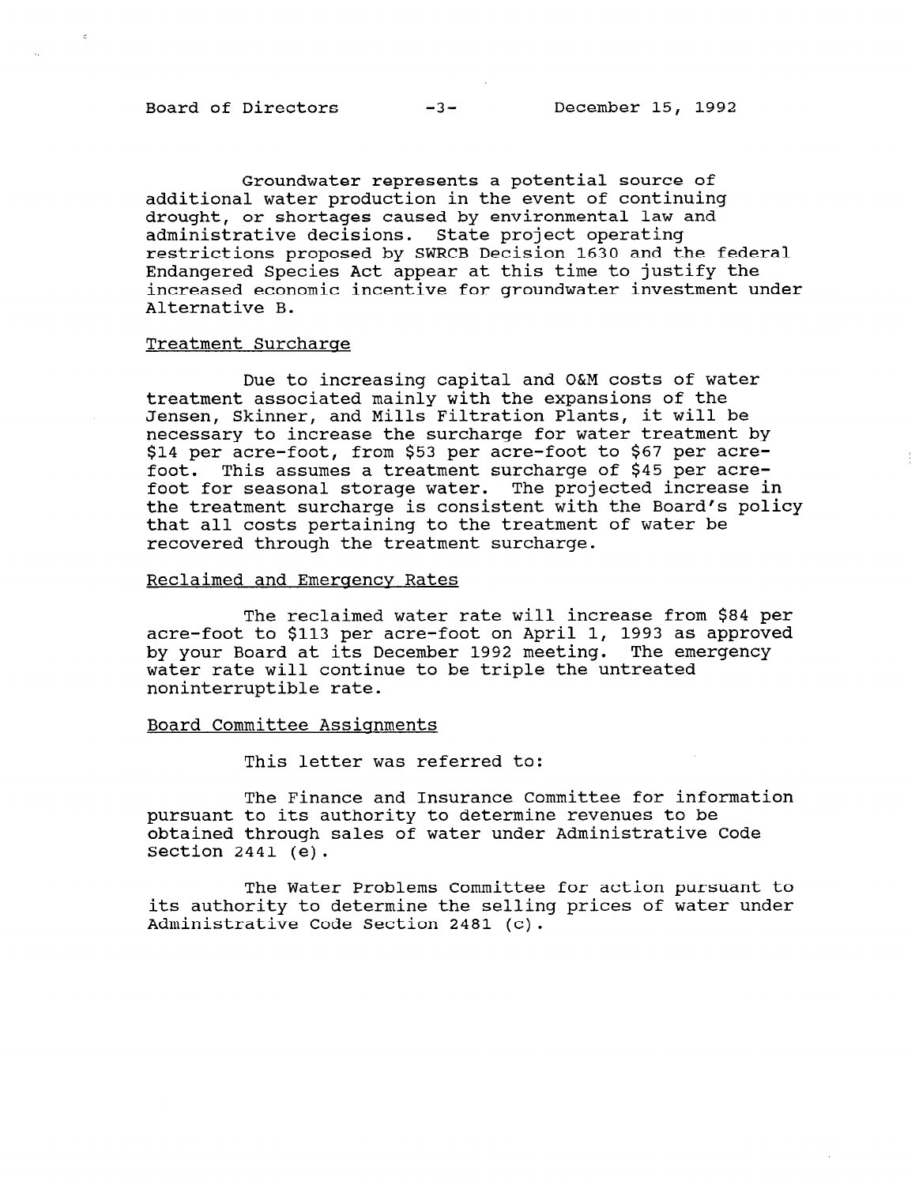Groundwater represents a potential source of additional water production in the event of continuing drought, or shortages caused by environmental law and administrative decisions. State project operating restrictions proposed by SWRCB Decision 1630 and the federal Endangered Species Act appear at this time to justify the increased economic incentive for groundwater investment under Alternative B.

## Treatment Surcharge

Due to increasing capital and O&M costs of water treatment associated mainly with the expansions of the Jensen, Skinner, and Mills Filtration Plants, it will be necessary to increase the surcharge for water treatment by $14 per acre-foot, from $53 per acre-foot to $67 per acre-foot. This assumes a treatment surcharge of $45 per acre-foot for seasonal storage water. The projected increase in the treatment surcharge is consistent with the Board's policy that all costs pertaining to the treatment of water be recovered through the treatment surcharge.

## Reclaimed and Emergency Rates

The reclaimed water rate will increase from $84 per acre-foot to $113 per acre-foot on April 1, 1993 as approved by your Board at its December 1992 meeting. The emergency water rate will continue to be triple the untreated noninterruptible rate.

## Board Committee Assignments

This letter was referred to:

The Finance and Insurance Committee for information pursuant to its authority to determine revenues to be obtained through sales of water under Administrative Code Section 2441 (e).

The Water Problems Committee for action pursuant to its authority to determine the selling prices of water under Administrative Code Section 2481 (c).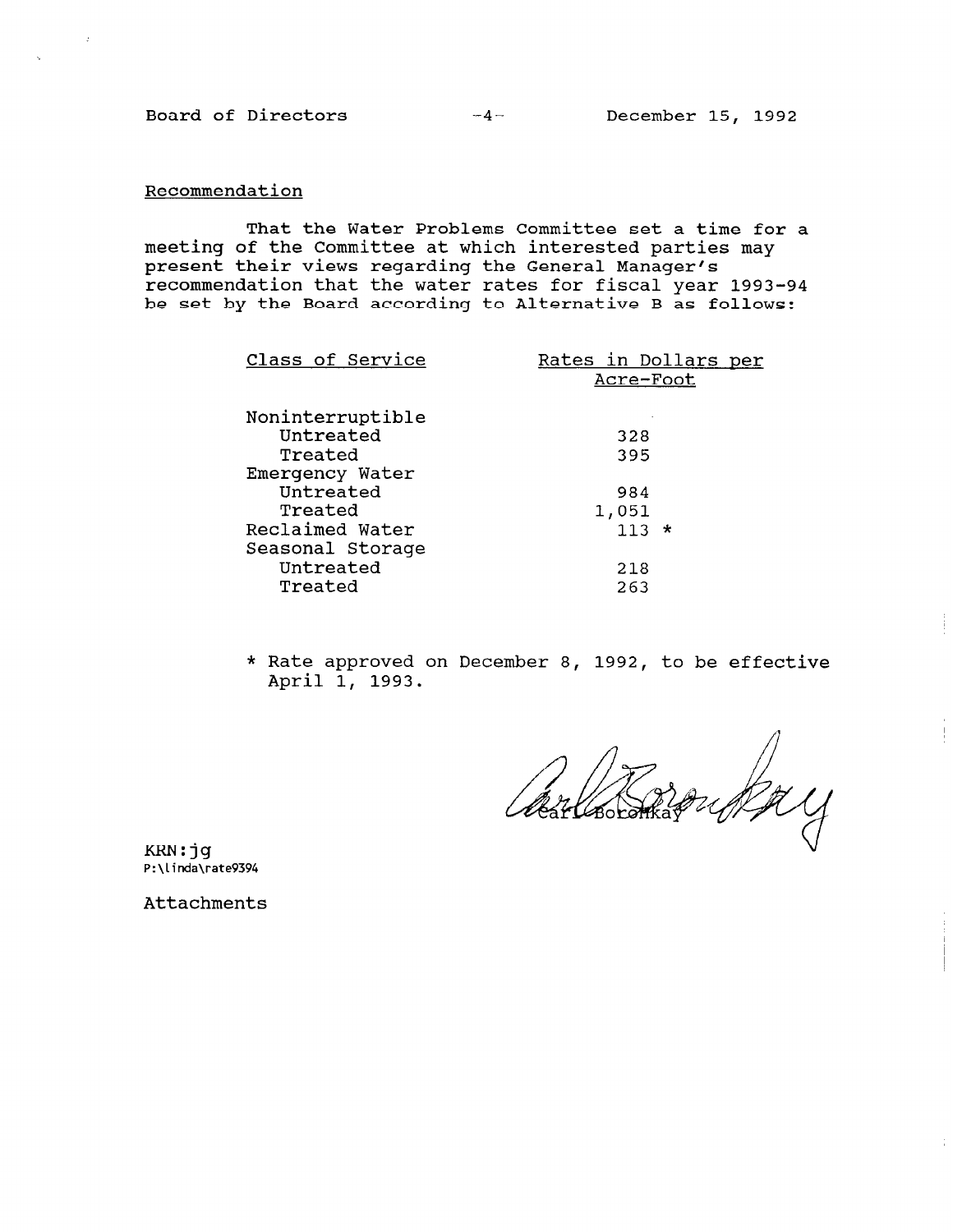Board of Directors -4- December 15, 1992

Recommendation

That the Water Problems Committee set a time for a meeting of the Committee at which interested parties may present their views regarding the General Manager's recommendation that the water rates for fiscal year 1993-94 be set by the Board according to Alternative B as follows:

| Class of Service | Rates in Dollars per Acre-Foot |
|---|---|
| Noninterruptible | |
| Untreated | 328 |
| Treated | 395 |
| Emergency Water | |
| Untreated | 984 |
| Treated | 1,051 |
| Reclaimed Water | 113 * |
| Seasonal Storage | |
| Untreated | 218 |
| Treated | 263 |

* Rate approved on December 8, 1992, to be effective April 1, 1993.

Carl Boronkay

KRN:jg
P:\linda\rate9394

Attachments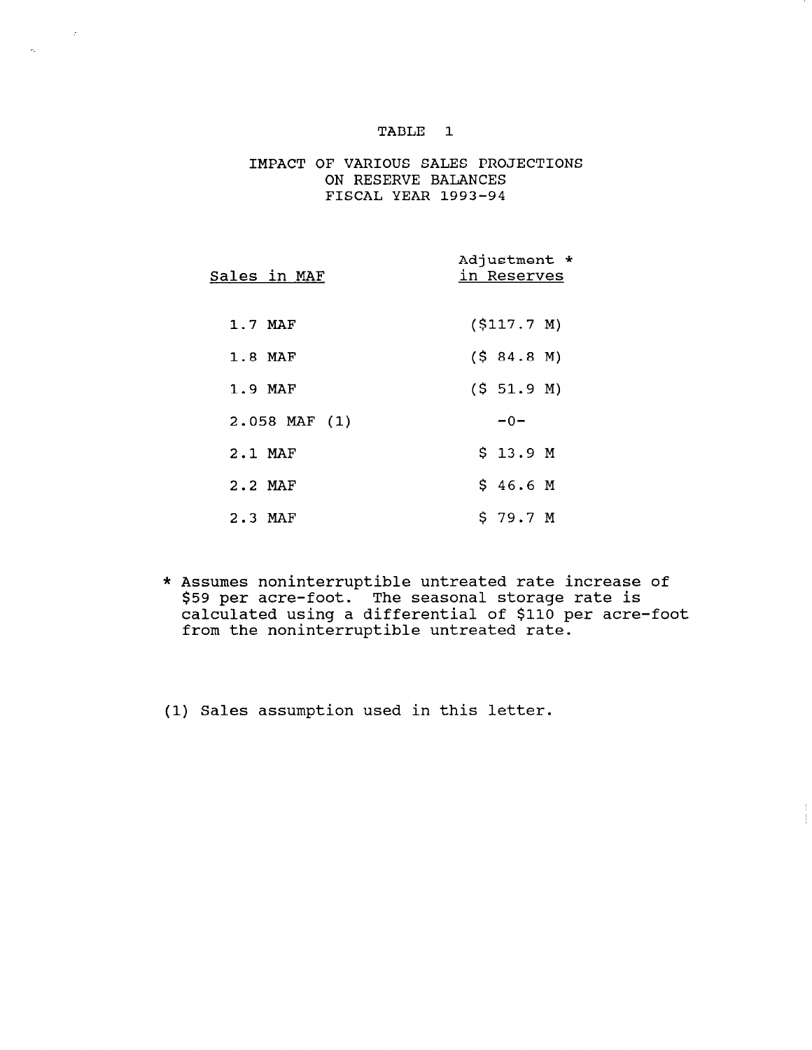# TABLE 1

## IMPACT OF VARIOUS SALES PROJECTIONS ON RESERVE BALANCES FISCAL YEAR 1993-94

| Sales in MAF | Adjustment * in Reserves |
|---|---|
| 1.7 MAF | ($117.7 M) |
| 1.8 MAF | ($ 84.8 M) |
| 1.9 MAF | ($ 51.9 M) |
| 2.058 MAF (1) | -0- |
| 2.1 MAF | $ 13.9 M |
| 2.2 MAF | $ 46.6 M |
| 2.3 MAF | $ 79.7 M |

* Assumes noninterruptible untreated rate increase of $59 per acre-foot. The seasonal storage rate is calculated using a differential of $110 per acre-foot from the noninterruptible untreated rate.

(1) Sales assumption used in this letter.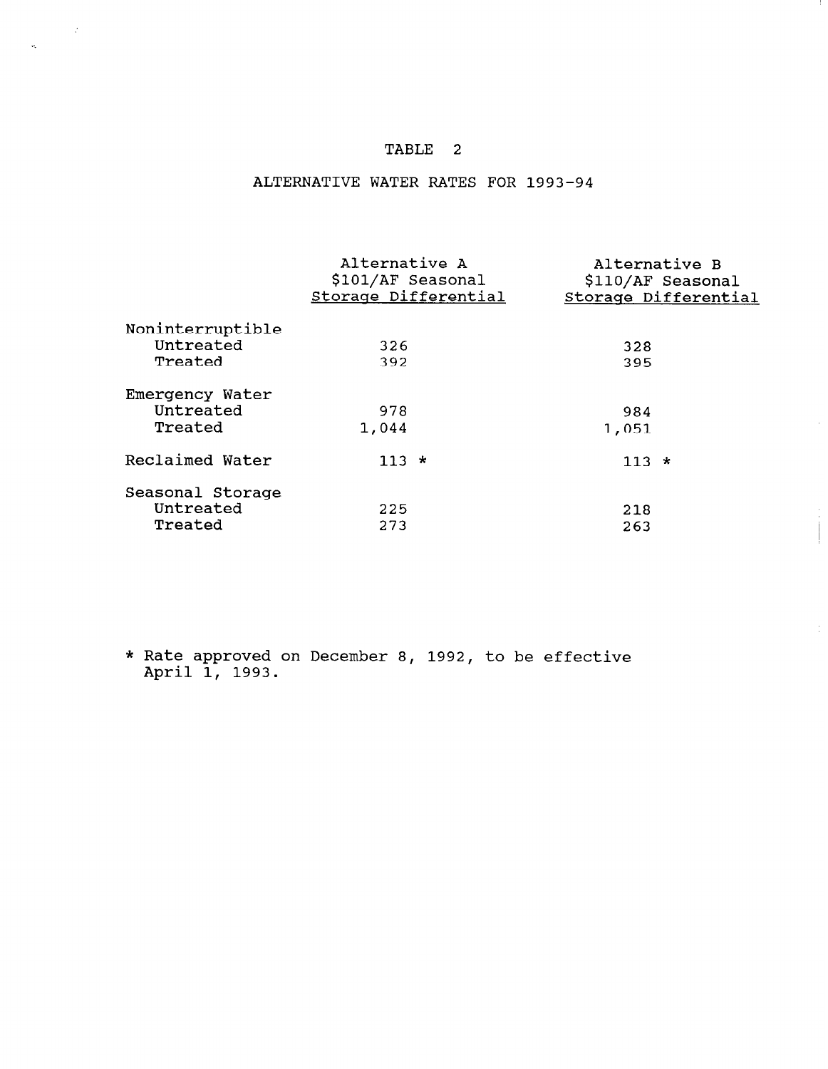# TABLE 2

## ALTERNATIVE WATER RATES FOR 1993-94

| | Alternative A $101/AF Seasonal Storage Differential | Alternative B $110/AF Seasonal Storage Differential |
|---|---|---|
| Noninterruptible | | |
| Untreated | 326 | 328 |
| Treated | 392 | 395 |
| Emergency Water | | |
| Untreated | 978 | 984 |
| Treated | 1,044 | 1,051 |
| Reclaimed Water | 113 * | 113 * |
| Seasonal Storage | | |
| Untreated | 225 | 218 |
| Treated | 273 | 263 |

* Rate approved on December 8, 1992, to be effective April 1, 1993.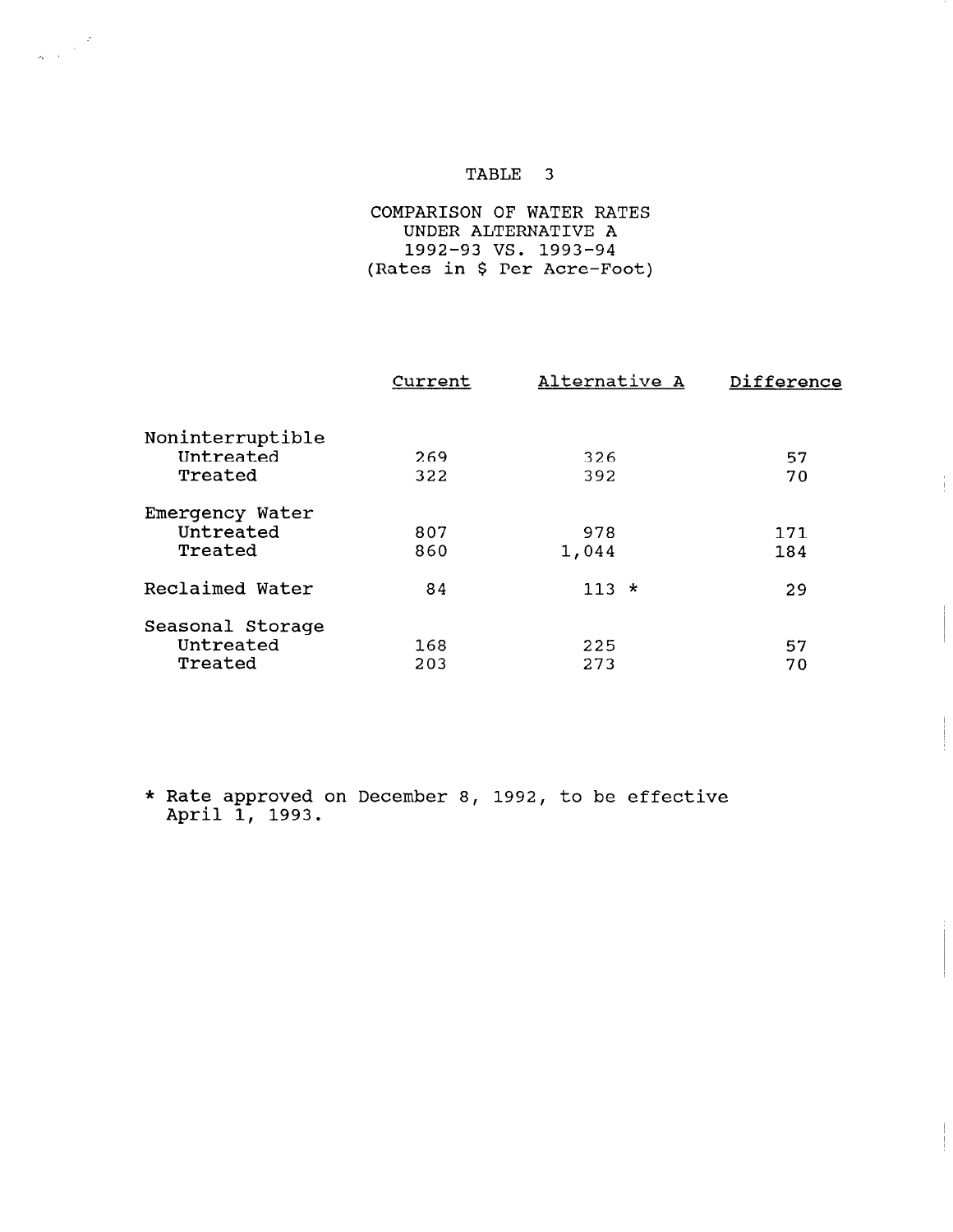# TABLE 3

## COMPARISON OF WATER RATES UNDER ALTERNATIVE A 1992-93 VS. 1993-94 (Rates in $ Per Acre-Foot)

| | Current | Alternative A | Difference |
|---|---|---|---|
| Noninterruptible | | | |
| Untreated | 269 | 326 | 57 |
| Treated | 322 | 392 | 70 |
| Emergency Water | | | |
| Untreated | 807 | 978 | 171 |
| Treated | 860 | 1,044 | 184 |
| Reclaimed Water | 84 | 113 * | 29 |
| Seasonal Storage | | | |
| Untreated | 168 | 225 | 57 |
| Treated | 203 | 273 | 70 |

* Rate approved on December 8, 1992, to be effective April 1, 1993.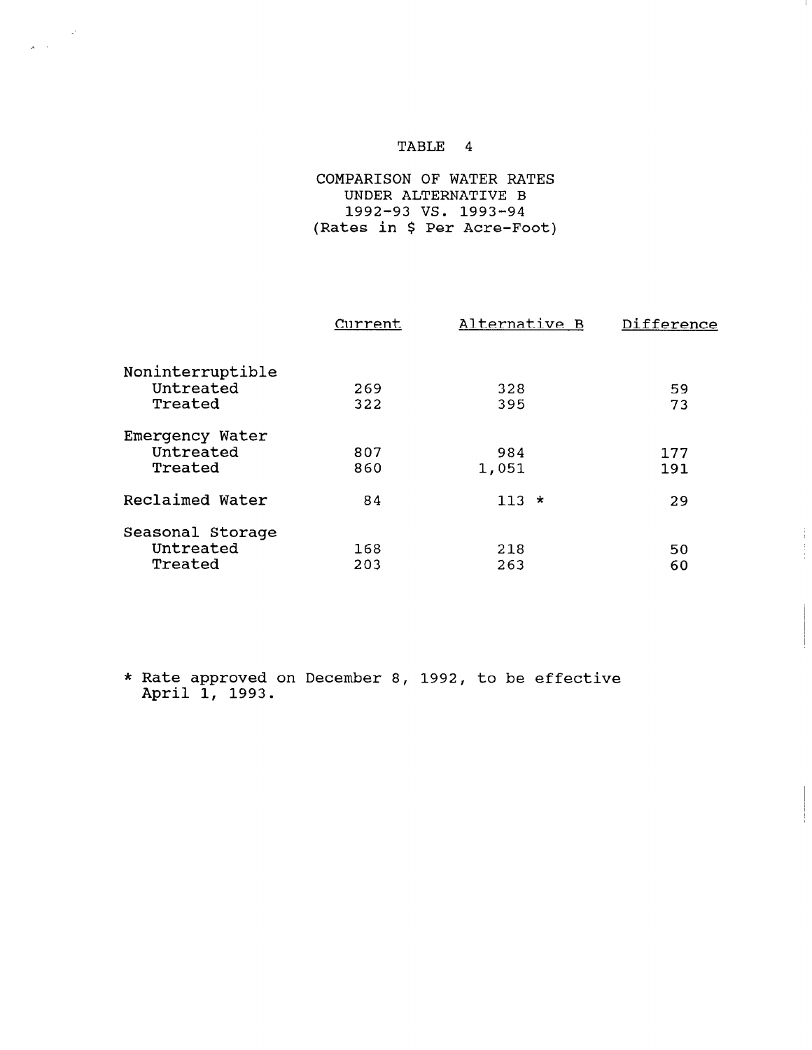# TABLE 4

## COMPARISON OF WATER RATES UNDER ALTERNATIVE B 1992-93 VS. 1993-94 (Rates in $ Per Acre-Foot)

| | Current | Alternative B | Difference |
|---|---|---|---|
| Noninterruptible | | | |
| Untreated | 269 | 328 | 59 |
| Treated | 322 | 395 | 73 |
| Emergency Water | | | |
| Untreated | 807 | 984 | 177 |
| Treated | 860 | 1,051 | 191 |
| Reclaimed Water | 84 | 113 * | 29 |
| Seasonal Storage | | | |
| Untreated | 168 | 218 | 50 |
| Treated | 203 | 263 | 60 |

* Rate approved on December 8, 1992, to be effective April 1, 1993.